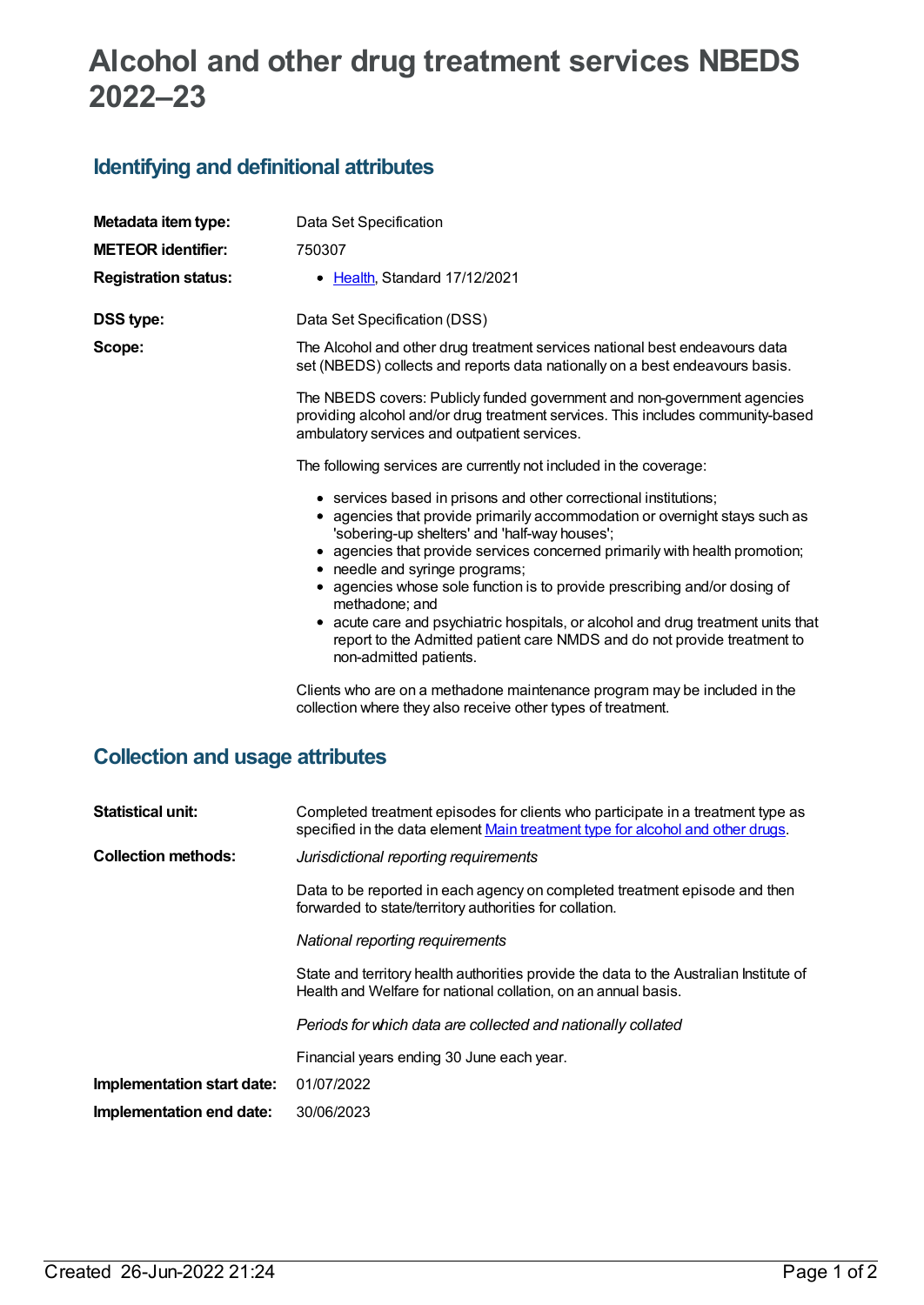# Alcohol and other drug treatment services NBEDS 2022–23

## Identifying and definitional attributes

**Metadata item type:** Data Set Specification

**METEOR identifier:** 750307

**Registration status:**

- Health, Standard 17/12/2021

**DSS type:** Data Set Specification (DSS)

**Scope:** The Alcohol and other drug treatment services national best endeavours data set (NBEDS) collects and reports data nationally on a best endeavours basis.

The NBEDS covers: Publicly funded government and non-government agencies providing alcohol and/or drug treatment services. This includes community-based ambulatory services and outpatient services.

The following services are currently not included in the coverage:

- services based in prisons and other correctional institutions;
- agencies that provide primarily accommodation or overnight stays such as 'sobering-up shelters' and 'half-way houses';
- agencies that provide services concerned primarily with health promotion;
- needle and syringe programs;
- agencies whose sole function is to provide prescribing and/or dosing of methadone; and
- acute care and psychiatric hospitals, or alcohol and drug treatment units that report to the Admitted patient care NMDS and do not provide treatment to non-admitted patients.

Clients who are on a methadone maintenance program may be included in the collection where they also receive other types of treatment.

## Collection and usage attributes

**Statistical unit:** Completed treatment episodes for clients who participate in a treatment type as specified in the data element Main treatment type for alcohol and other drugs.

**Collection methods:** *Jurisdictional reporting requirements*

Data to be reported in each agency on completed treatment episode and then forwarded to state/territory authorities for collation.

*National reporting requirements*

State and territory health authorities provide the data to the Australian Institute of Health and Welfare for national collation, on an annual basis.

*Periods for which data are collected and nationally collated*

Financial years ending 30 June each year.

**Implementation start date:** 01/07/2022

**Implementation end date:** 30/06/2023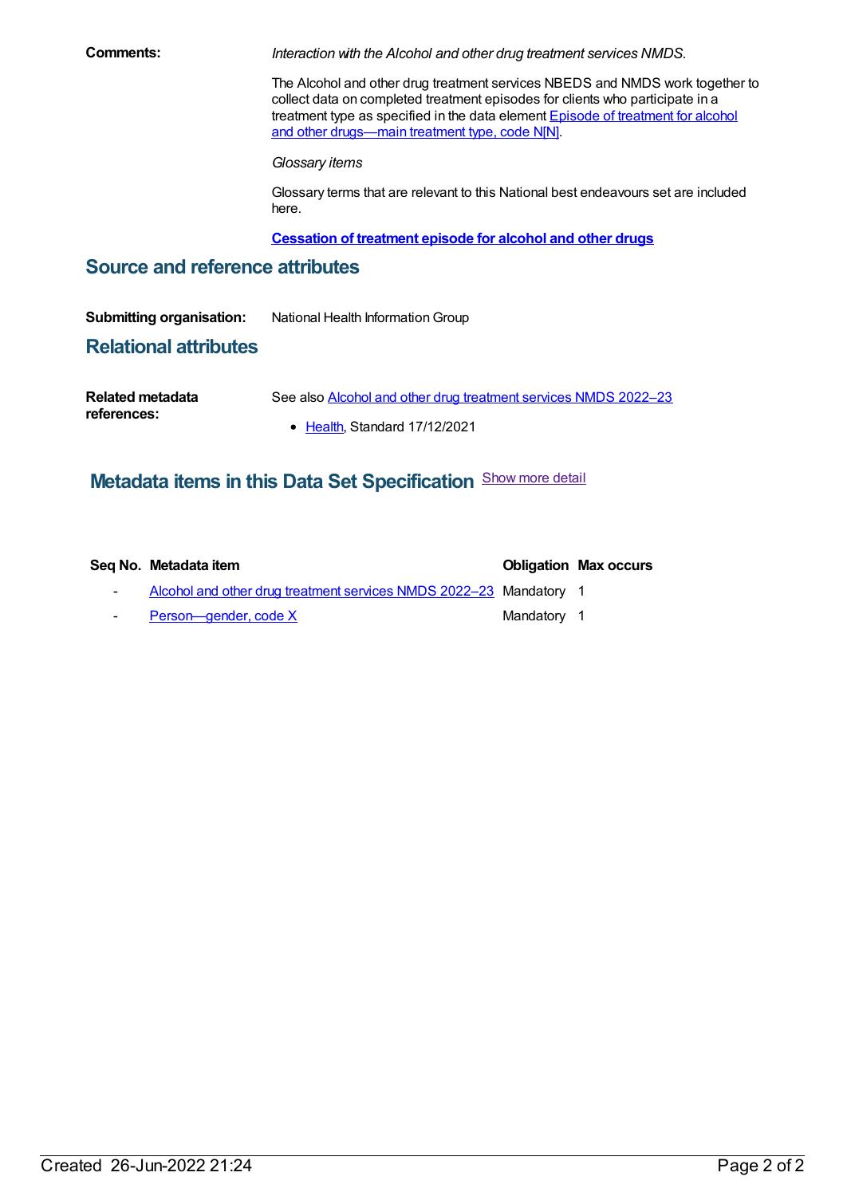**Comments:**

*Interaction with the Alcohol and other drug treatment services NMDS.*

The Alcohol and other drug treatment services NBEDS and NMDS work together to collect data on completed treatment episodes for clients who participate in a treatment type as specified in the data element Episode of treatment for alcohol and other drugs—main treatment type, code N[N].

*Glossary items*

Glossary terms that are relevant to this National best endeavours set are included here.

**Cessation of treatment episode for alcohol and other drugs**

## Source and reference attributes

**Submitting organisation:** National Health Information Group

## Relational attributes

**Related metadata references:**

See also Alcohol and other drug treatment services NMDS 2022–23

- Health, Standard 17/12/2021

## Metadata items in this Data Set Specification

Show more detail

| Seq No. | Metadata item | Obligation | Max occurs |
| --- | --- | --- | --- |
| - | Alcohol and other drug treatment services NMDS 2022–23 | Mandatory | 1 |
| - | Person—gender, code X | Mandatory | 1 |